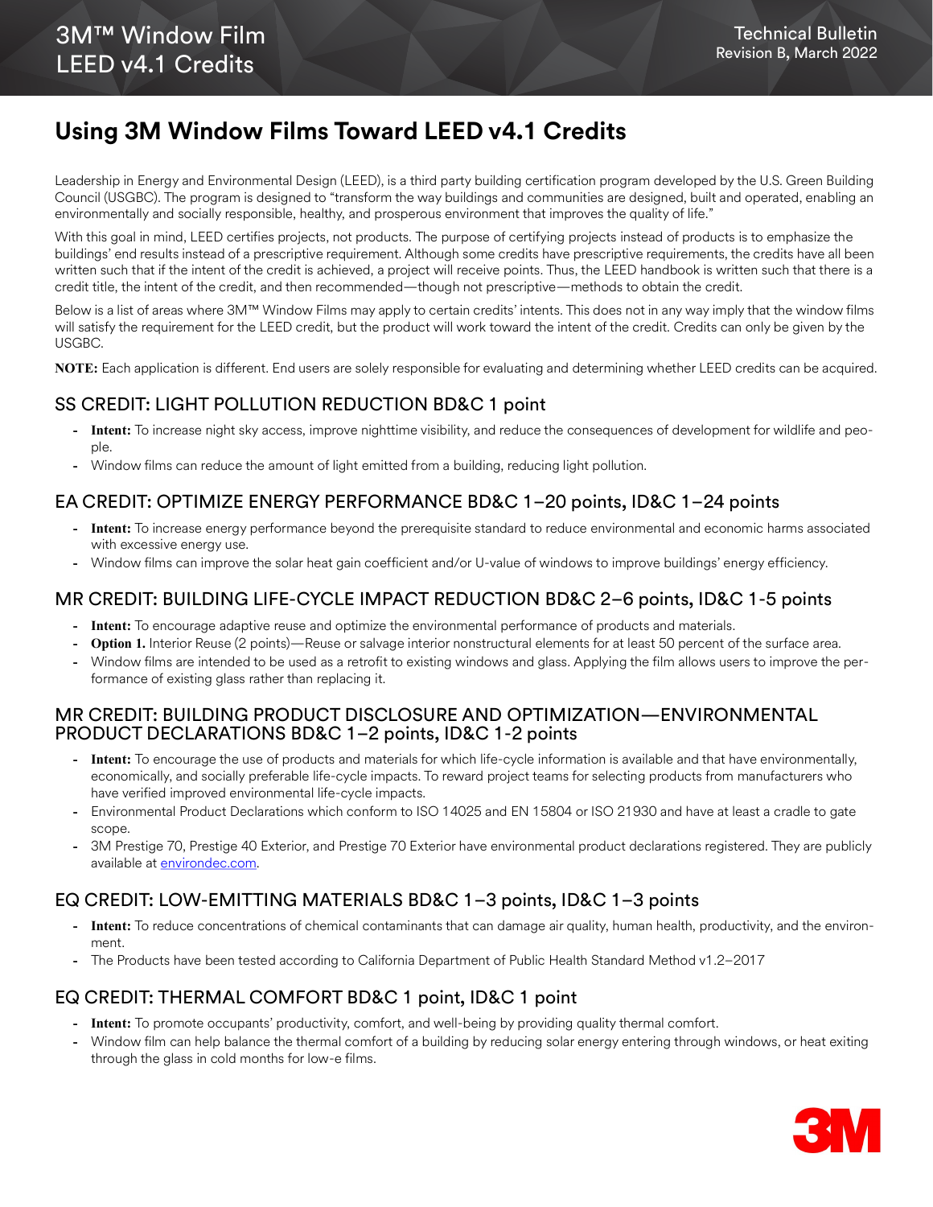# Using 3M Window Films Toward LEED v4.1 Credits

Leadership in Energy and Environmental Design (LEED), is a third party building certification program developed by the U.S. Green Building Council (USGBC). The program is designed to "transform the way buildings and communities are designed, built and operated, enabling an environmentally and socially responsible, healthy, and prosperous environment that improves the quality of life."

With this goal in mind, LEED certifies projects, not products. The purpose of certifying projects instead of products is to emphasize the buildings' end results instead of a prescriptive requirement. Although some credits have prescriptive requirements, the credits have all been written such that if the intent of the credit is achieved, a project will receive points. Thus, the LEED handbook is written such that there is a credit title, the intent of the credit, and then recommended—though not prescriptive—methods to obtain the credit.

Below is a list of areas where 3M™ Window Films may apply to certain credits' intents. This does not in any way imply that the window films will satisfy the requirement for the LEED credit, but the product will work toward the intent of the credit. Credits can only be given by the USGBC.

**NOTE:** Each application is different. End users are solely responsible for evaluating and determining whether LEED credits can be acquired.

## SS CREDIT: LIGHT POLLUTION REDUCTION BD&C 1 point

- **Intent:** To increase night sky access, improve nighttime visibility, and reduce the consequences of development for wildlife and people.
- Window films can reduce the amount of light emitted from a building, reducing light pollution.

## EA CREDIT: OPTIMIZE ENERGY PERFORMANCE BD&C 1–20 points, ID&C 1–24 points

- **Intent:** To increase energy performance beyond the prerequisite standard to reduce environmental and economic harms associated with excessive energy use.
- Window films can improve the solar heat gain coefficient and/or U-value of windows to improve buildings' energy efficiency.

## MR CREDIT: BUILDING LIFE-CYCLE IMPACT REDUCTION BD&C 2–6 points, ID&C 1-5 points

- **Intent:** To encourage adaptive reuse and optimize the environmental performance of products and materials.
- **Option 1.** Interior Reuse (2 points)—Reuse or salvage interior nonstructural elements for at least 50 percent of the surface area.
- Window films are intended to be used as a retrofit to existing windows and glass. Applying the film allows users to improve the performance of existing glass rather than replacing it.

## MR CREDIT: BUILDING PRODUCT DISCLOSURE AND OPTIMIZATION—ENVIRONMENTAL PRODUCT DECLARATIONS BD&C 1–2 points, ID&C 1-2 points

- **Intent:** To encourage the use of products and materials for which life-cycle information is available and that have environmentally, economically, and socially preferable life-cycle impacts. To reward project teams for selecting products from manufacturers who have verified improved environmental life-cycle impacts.
- Environmental Product Declarations which conform to ISO 14025 and EN 15804 or ISO 21930 and have at least a cradle to gate scope.
- 3M Prestige 70, Prestige 40 Exterior, and Prestige 70 Exterior have environmental product declarations registered. They are publicly available at [environdec.com](environdec.com).

## EQ CREDIT: LOW-EMITTING MATERIALS BD&C 1–3 points, ID&C 1–3 points

- **Intent:** To reduce concentrations of chemical contaminants that can damage air quality, human health, productivity, and the environment.
- The Products have been tested according to California Department of Public Health Standard Method v1.2–2017

## EQ CREDIT: THERMAL COMFORT BD&C 1 point, ID&C 1 point

- **Intent:** To promote occupants' productivity, comfort, and well-being by providing quality thermal comfort.
- Window film can help balance the thermal comfort of a building by reducing solar energy entering through windows, or heat exiting through the glass in cold months for low-e films.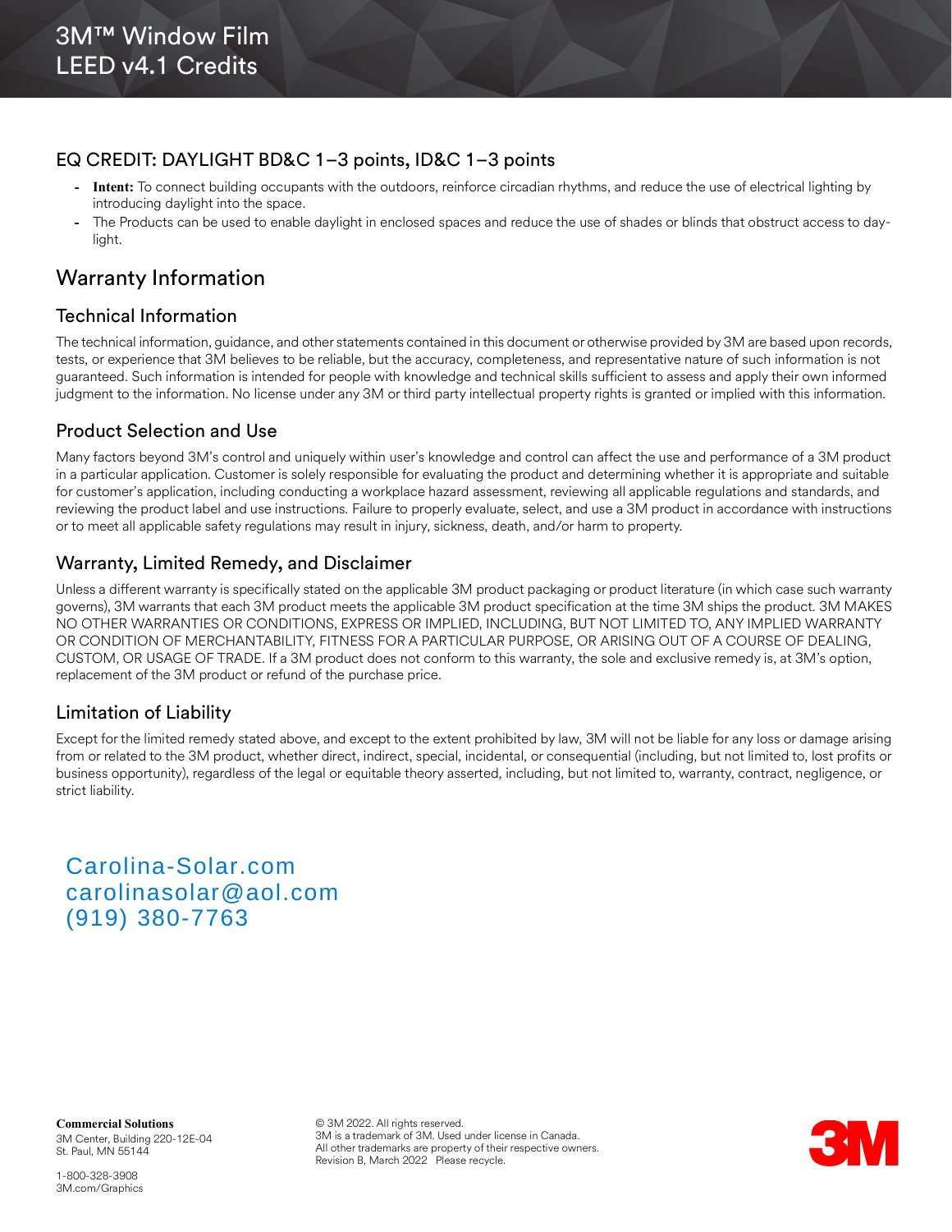# 3M™ Window Film LEED v4.1 Credits

## EQ CREDIT: DAYLIGHT BD&C 1–3 points, ID&C 1–3 points

- **Intent:** To connect building occupants with the outdoors, reinforce circadian rhythms, and reduce the use of electrical lighting by introducing daylight into the space.
- The Products can be used to enable daylight in enclosed spaces and reduce the use of shades or blinds that obstruct access to daylight.

## Warranty Information

### Technical Information

The technical information, guidance, and other statements contained in this document or otherwise provided by 3M are based upon records, tests, or experience that 3M believes to be reliable, but the accuracy, completeness, and representative nature of such information is not guaranteed. Such information is intended for people with knowledge and technical skills sufficient to assess and apply their own informed judgment to the information. No license under any 3M or third party intellectual property rights is granted or implied with this information.

### Product Selection and Use

Many factors beyond 3M's control and uniquely within user's knowledge and control can affect the use and performance of a 3M product in a particular application. Customer is solely responsible for evaluating the product and determining whether it is appropriate and suitable for customer's application, including conducting a workplace hazard assessment, reviewing all applicable regulations and standards, and reviewing the product label and use instructions. Failure to properly evaluate, select, and use a 3M product in accordance with instructions or to meet all applicable safety regulations may result in injury, sickness, death, and/or harm to property.

### Warranty, Limited Remedy, and Disclaimer

Unless a different warranty is specifically stated on the applicable 3M product packaging or product literature (in which case such warranty governs), 3M warrants that each 3M product meets the applicable 3M product specification at the time 3M ships the product. 3M MAKES NO OTHER WARRANTIES OR CONDITIONS, EXPRESS OR IMPLIED, INCLUDING, BUT NOT LIMITED TO, ANY IMPLIED WARRANTY OR CONDITION OF MERCHANTABILITY, FITNESS FOR A PARTICULAR PURPOSE, OR ARISING OUT OF A COURSE OF DEALING, CUSTOM, OR USAGE OF TRADE. If a 3M product does not conform to this warranty, the sole and exclusive remedy is, at 3M's option, replacement of the 3M product or refund of the purchase price.

### Limitation of Liability

Except for the limited remedy stated above, and except to the extent prohibited by law, 3M will not be liable for any loss or damage arising from or related to the 3M product, whether direct, indirect, special, incidental, or consequential (including, but not limited to, lost profits or business opportunity), regardless of the legal or equitable theory asserted, including, but not limited to, warranty, contract, negligence, or strict liability.

Carolina-Solar.com
carolinasolar@aol.com
(919) 380-7763

**Commercial Solutions**
3M Center, Building 220-12E-04
St. Paul, MN 55144

1-800-328-3908
3M.com/Graphics

© 3M 2022. All rights reserved.
3M is a trademark of 3M. Used under license in Canada.
All other trademarks are property of their respective owners.
Revision B, March 2022 Please recycle.

3M